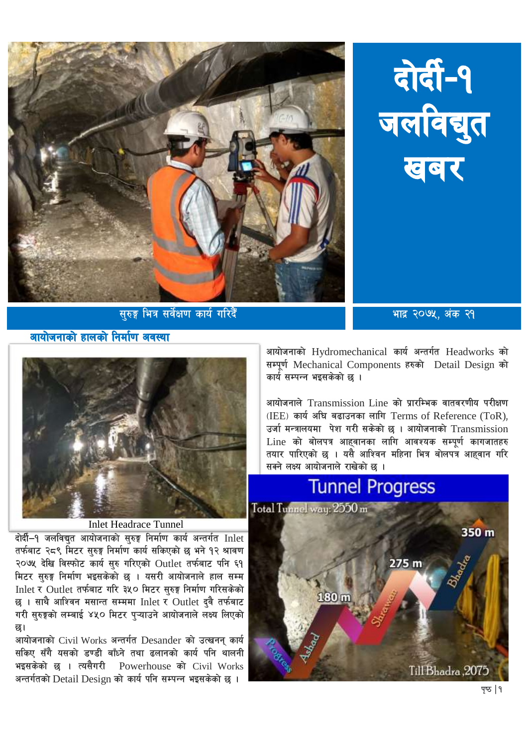# दोर्दी-१ जलविद्युत खबर

सुरुङ्ग भित्र सर्वेक्षण कार्य गरिदैं

भाद्र २०७५, अंक २१

## आयोजनाको हालको निर्माण अवस्था

Inlet Headrace Tunnel

दोर्दी–१ जलविद्युत आयोजनाको सुरुङ्ग निर्माण कार्य अन्तर्गत Inlet तर्फबाट २८९ मिटर सुरुङ्ग निर्माण कार्य सकिएको छ भने १२ श्रावण २०७५ देखि विस्फोट कार्य सुरु गरिएको Outlet तर्फबाट पनि ६१ मिटर सुरुङ्ग निर्माण भइसकेको छ । यसरी आयोजनाले हाल सम्म Inlet र Outlet तर्फबाट गरि ३५० मिटर सुरुङ्ग निर्माण गरिसकेको छ । साथै आश्विन मसान्त सम्ममा Inlet र Outlet दुवै तर्फबाट गरी सुरुङ्गको लम्बाई ४५० मिटर पुऱ्याउने आयोजनाले लक्ष्य लिएको छ।

आयोजनाको Civil Works अन्तर्गत Desander को उत्खनन् कार्य सकिए सँगै यसको डण्डी बाँध्ने तथा ढलानको कार्य पनि थालनी भइसकेको छ । त्यसैगरी Powerhouse को Civil Works अन्तर्गतको Detail Design को कार्य पनि सम्पन्न भइसकेको छ ।

आयोजनाको Hydromechanical कार्य अन्तर्गत Headworks को सम्पूर्ण Mechanical Components हरुको Detail Design को कार्य सम्पन्न भइसकेको छ ।

आयोजनाले Transmission Line को प्रारम्भिक वातवरणीय परीक्षण (IEE) कार्य अघि बढाउनका लागि Terms of Reference (ToR), उर्जा मन्त्रालयमा पेश गरी सकेको छ । आयोजनाको Transmission Line को बोलपत्र आह्वानका लागि आवश्यक सम्पूर्ण कागजातहरु तयार पारिएको छ । यसै आश्विन महिना भित्र बोलपत्र आह्वान गरि सक्ने लक्ष्य आयोजनाले राखेको छ ।

## Tunnel Progress

Total Tunnel way: 2550 m

Progress – Ashad: 180 m – Shrawan: 275 m – Bhadra: 350 m

Till Bhadra, 2075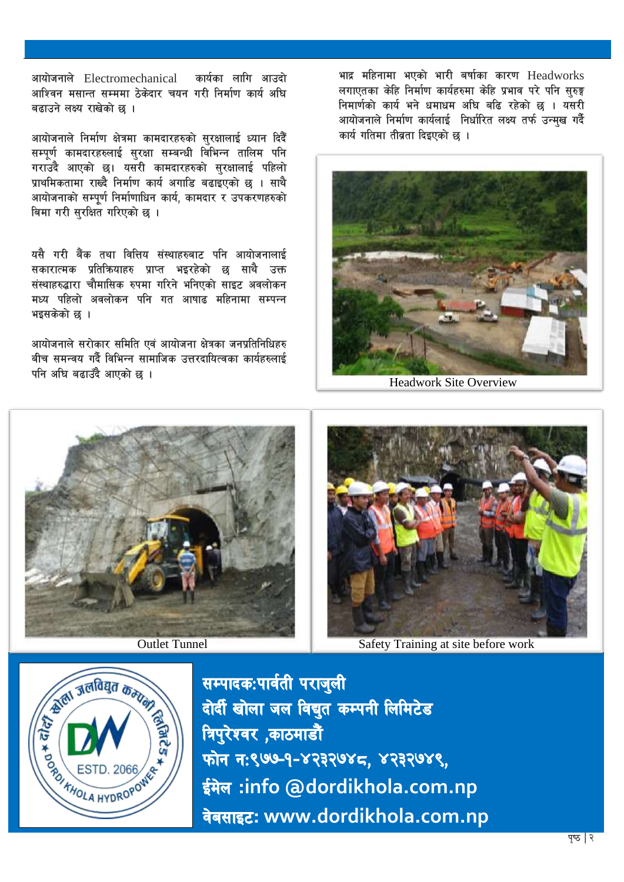आयोजनाले Electromechanical कार्यका लागि आउदो आश्विन मसान्त सम्ममा ठेकेदार चयन गरी निर्माण कार्य अघि बढाउने लक्ष्य राखेको छ ।

आयोजनाले निर्माण क्षेत्रमा कामदारहरुको सुरक्षालाई ध्यान दिदैं सम्पूर्ण कामदारहरुलाई सुरक्षा सम्बन्धी विभिन्न तालिम पनि गराउदै आएको छ। यसरी कामदारहरुको सुरक्षालाई पहिलो प्राथमिकतामा राख्दै निर्माण कार्य अगाडि बढाइएको छ । साथै आयोजनाको सम्पूर्ण निर्माणाधिन कार्य, कामदार र उपकरणहरुको बिमा गरी सुरक्षित गरिएको छ ।

यसै गरी बैंक तथा वित्तिय संस्थाहरुबाट पनि आयोजनालाई सकारात्मक प्रतिक्रियाहरु प्राप्त भइरहेको छ साथै उक्त संस्थाहरुद्वारा चौमासिक रुपमा गरिने भनिएको साइट अवलोकन मध्य पहिलो अवलोकन पनि गत आषाढ महिनामा सम्पन्न भइसकेको छ ।

आयोजनाले सरोकार समिति एवं आयोजना क्षेत्रका जनप्रतिनिधिहरु बीच समन्वय गर्दै विभिन्न सामाजिक उत्तरदायित्वका कार्यहरुलाई पनि अघि बढाउँदै आएको छ ।

भाद्र महिनामा भएको भारी बर्षाका कारण Headworks लगाएतका केहि निर्माण कार्यहरुमा केहि प्रभाव परे पनि सुरुङ्ग निमार्णको कार्य भने धमाधम अघि बढि रहेको छ । यसरी आयोजनाले निर्माण कार्यलाई निर्धारित लक्ष्य तर्फ उन्मुख गर्दै कार्य गतिमा तीव्रता दिइएको छ ।

Headwork Site Overview

Outlet Tunnel

Safety Training at site before work

सम्पादक:पार्वती पराजुली
दोर्दी खोला जल विद्युत कम्पनी लिमिटेड
त्रिपुरेश्वर ,काठमाडौं
फोन नः९७७-१-४२३२७४८, ४२३२७४९,
ईमेल :info @dordikhola.com.np
वेबसाइट: www.dordikhola.com.np